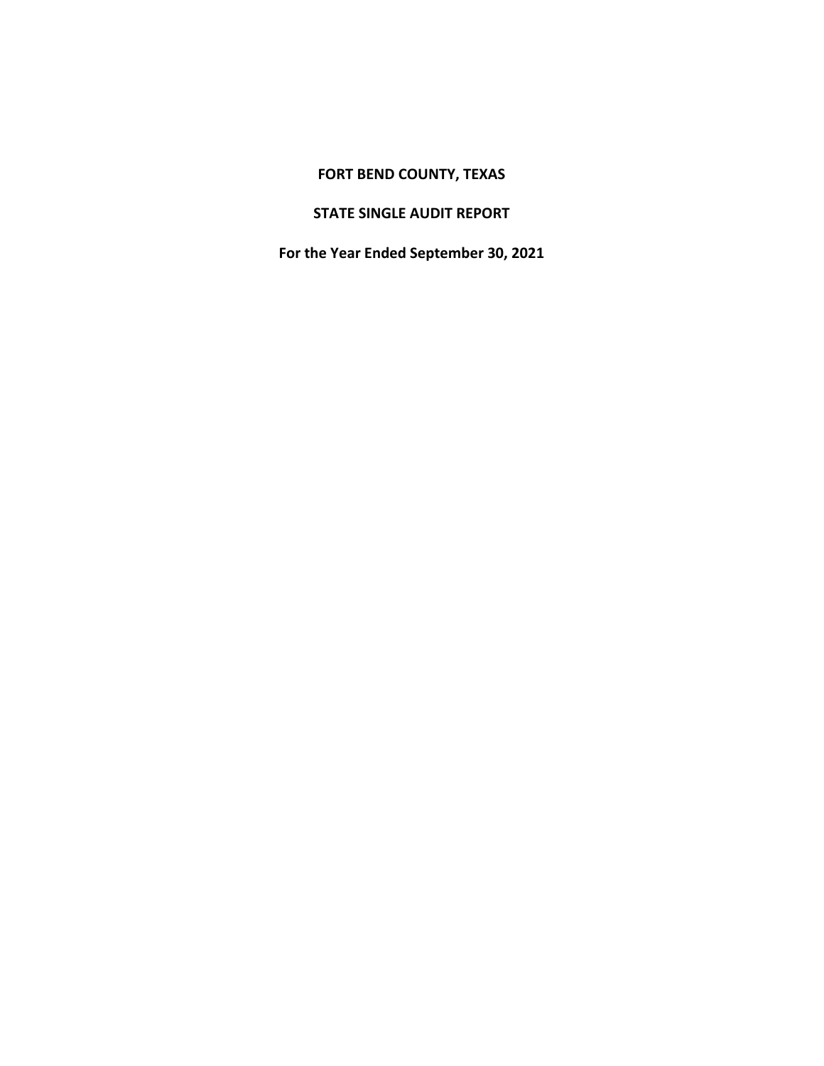# FORT BEND COUNTY, TEXAS

## STATE SINGLE AUDIT REPORT

**For the Year Ended September 30, 2021**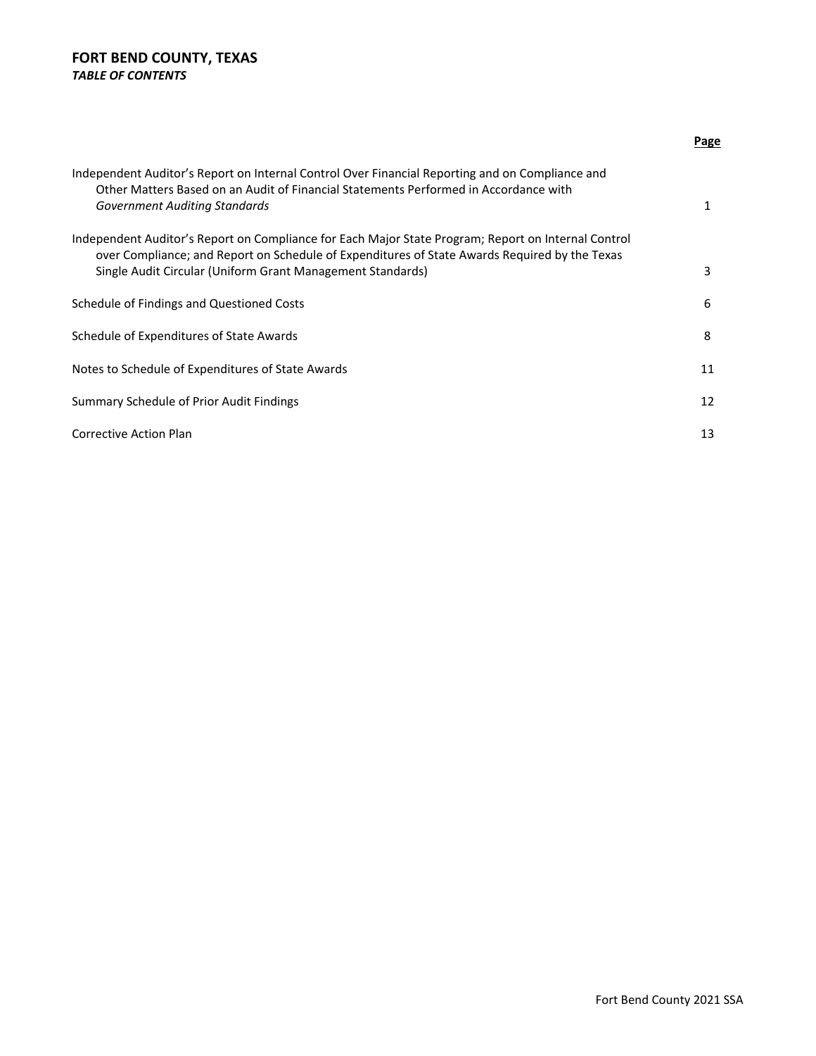# FORT BEND COUNTY, TEXAS

***TABLE OF CONTENTS***

| | Page |
|---|---|
| Independent Auditor's Report on Internal Control Over Financial Reporting and on Compliance and Other Matters Based on an Audit of Financial Statements Performed in Accordance with *Government Auditing Standards* | 1 |
| Independent Auditor's Report on Compliance for Each Major State Program; Report on Internal Control over Compliance; and Report on Schedule of Expenditures of State Awards Required by the Texas Single Audit Circular (Uniform Grant Management Standards) | 3 |
| Schedule of Findings and Questioned Costs | 6 |
| Schedule of Expenditures of State Awards | 8 |
| Notes to Schedule of Expenditures of State Awards | 11 |
| Summary Schedule of Prior Audit Findings | 12 |
| Corrective Action Plan | 13 |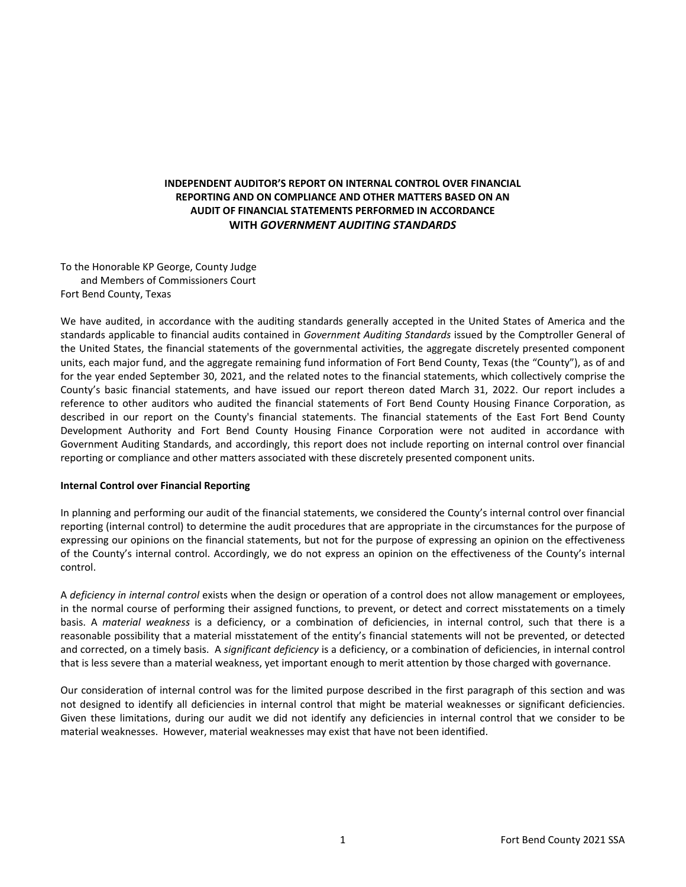# INDEPENDENT AUDITOR'S REPORT ON INTERNAL CONTROL OVER FINANCIAL REPORTING AND ON COMPLIANCE AND OTHER MATTERS BASED ON AN AUDIT OF FINANCIAL STATEMENTS PERFORMED IN ACCORDANCE WITH *GOVERNMENT AUDITING STANDARDS*

To the Honorable KP George, County Judge
and Members of Commissioners Court
Fort Bend County, Texas

We have audited, in accordance with the auditing standards generally accepted in the United States of America and the standards applicable to financial audits contained in *Government Auditing Standards* issued by the Comptroller General of the United States, the financial statements of the governmental activities, the aggregate discretely presented component units, each major fund, and the aggregate remaining fund information of Fort Bend County, Texas (the "County"), as of and for the year ended September 30, 2021, and the related notes to the financial statements, which collectively comprise the County's basic financial statements, and have issued our report thereon dated March 31, 2022. Our report includes a reference to other auditors who audited the financial statements of Fort Bend County Housing Finance Corporation, as described in our report on the County's financial statements. The financial statements of the East Fort Bend County Development Authority and Fort Bend County Housing Finance Corporation were not audited in accordance with Government Auditing Standards, and accordingly, this report does not include reporting on internal control over financial reporting or compliance and other matters associated with these discretely presented component units.

**Internal Control over Financial Reporting**

In planning and performing our audit of the financial statements, we considered the County's internal control over financial reporting (internal control) to determine the audit procedures that are appropriate in the circumstances for the purpose of expressing our opinions on the financial statements, but not for the purpose of expressing an opinion on the effectiveness of the County's internal control. Accordingly, we do not express an opinion on the effectiveness of the County's internal control.

A *deficiency in internal control* exists when the design or operation of a control does not allow management or employees, in the normal course of performing their assigned functions, to prevent, or detect and correct misstatements on a timely basis. A *material weakness* is a deficiency, or a combination of deficiencies, in internal control, such that there is a reasonable possibility that a material misstatement of the entity's financial statements will not be prevented, or detected and corrected, on a timely basis. A *significant deficiency* is a deficiency, or a combination of deficiencies, in internal control that is less severe than a material weakness, yet important enough to merit attention by those charged with governance.

Our consideration of internal control was for the limited purpose described in the first paragraph of this section and was not designed to identify all deficiencies in internal control that might be material weaknesses or significant deficiencies. Given these limitations, during our audit we did not identify any deficiencies in internal control that we consider to be material weaknesses. However, material weaknesses may exist that have not been identified.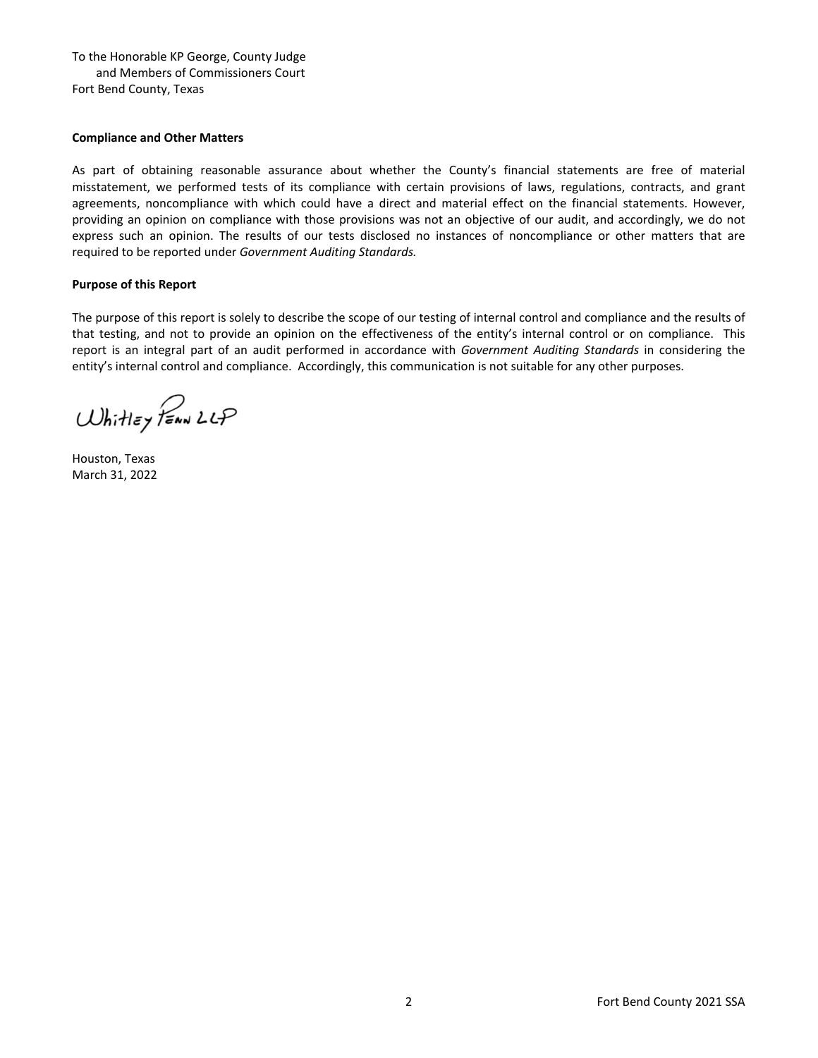To the Honorable KP George, County Judge
and Members of Commissioners Court
Fort Bend County, Texas

**Compliance and Other Matters**

As part of obtaining reasonable assurance about whether the County's financial statements are free of material misstatement, we performed tests of its compliance with certain provisions of laws, regulations, contracts, and grant agreements, noncompliance with which could have a direct and material effect on the financial statements. However, providing an opinion on compliance with those provisions was not an objective of our audit, and accordingly, we do not express such an opinion. The results of our tests disclosed no instances of noncompliance or other matters that are required to be reported under *Government Auditing Standards.*

**Purpose of this Report**

The purpose of this report is solely to describe the scope of our testing of internal control and compliance and the results of that testing, and not to provide an opinion on the effectiveness of the entity's internal control or on compliance. This report is an integral part of an audit performed in accordance with *Government Auditing Standards* in considering the entity's internal control and compliance. Accordingly, this communication is not suitable for any other purposes.

Whitley Penn LLP

Houston, Texas
March 31, 2022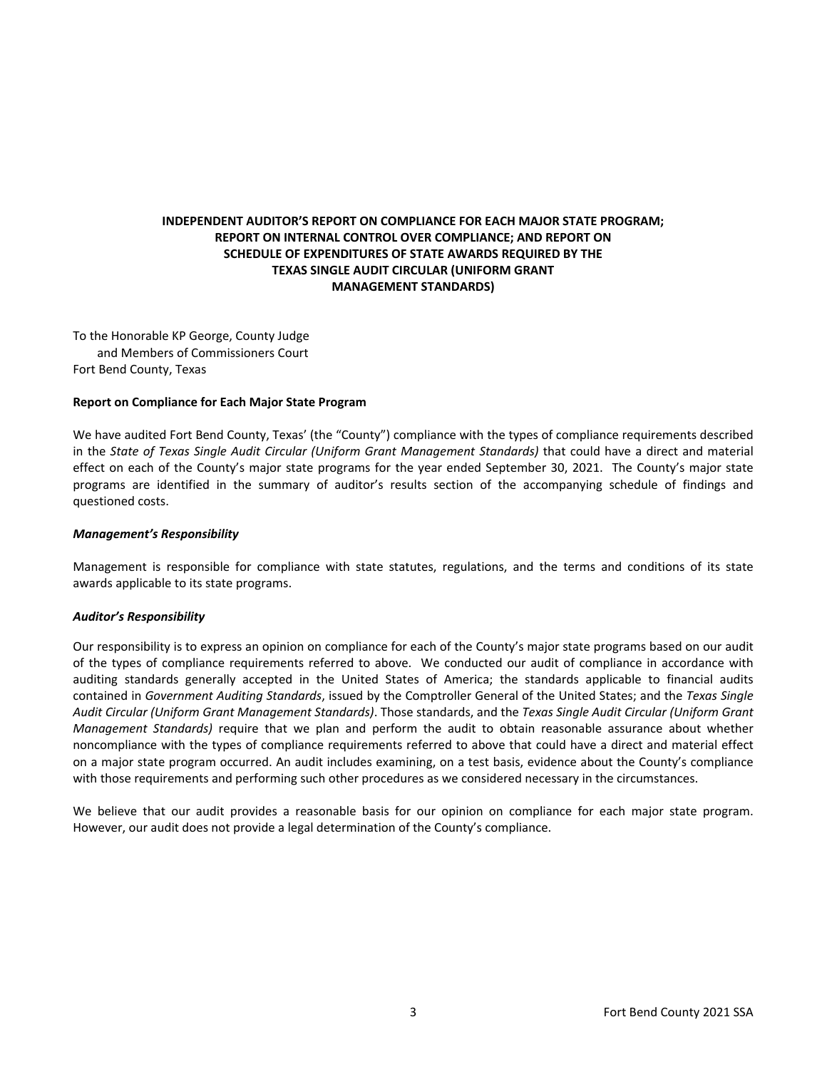**INDEPENDENT AUDITOR'S REPORT ON COMPLIANCE FOR EACH MAJOR STATE PROGRAM; REPORT ON INTERNAL CONTROL OVER COMPLIANCE; AND REPORT ON SCHEDULE OF EXPENDITURES OF STATE AWARDS REQUIRED BY THE TEXAS SINGLE AUDIT CIRCULAR (UNIFORM GRANT MANAGEMENT STANDARDS)**

To the Honorable KP George, County Judge
and Members of Commissioners Court
Fort Bend County, Texas

**Report on Compliance for Each Major State Program**

We have audited Fort Bend County, Texas' (the "County") compliance with the types of compliance requirements described in the *State of Texas Single Audit Circular (Uniform Grant Management Standards)* that could have a direct and material effect on each of the County's major state programs for the year ended September 30, 2021. The County's major state programs are identified in the summary of auditor's results section of the accompanying schedule of findings and questioned costs.

***Management's Responsibility***

Management is responsible for compliance with state statutes, regulations, and the terms and conditions of its state awards applicable to its state programs.

***Auditor's Responsibility***

Our responsibility is to express an opinion on compliance for each of the County's major state programs based on our audit of the types of compliance requirements referred to above. We conducted our audit of compliance in accordance with auditing standards generally accepted in the United States of America; the standards applicable to financial audits contained in *Government Auditing Standards*, issued by the Comptroller General of the United States; and the *Texas Single Audit Circular (Uniform Grant Management Standards)*. Those standards, and the *Texas Single Audit Circular (Uniform Grant Management Standards)* require that we plan and perform the audit to obtain reasonable assurance about whether noncompliance with the types of compliance requirements referred to above that could have a direct and material effect on a major state program occurred. An audit includes examining, on a test basis, evidence about the County's compliance with those requirements and performing such other procedures as we considered necessary in the circumstances.

We believe that our audit provides a reasonable basis for our opinion on compliance for each major state program. However, our audit does not provide a legal determination of the County's compliance.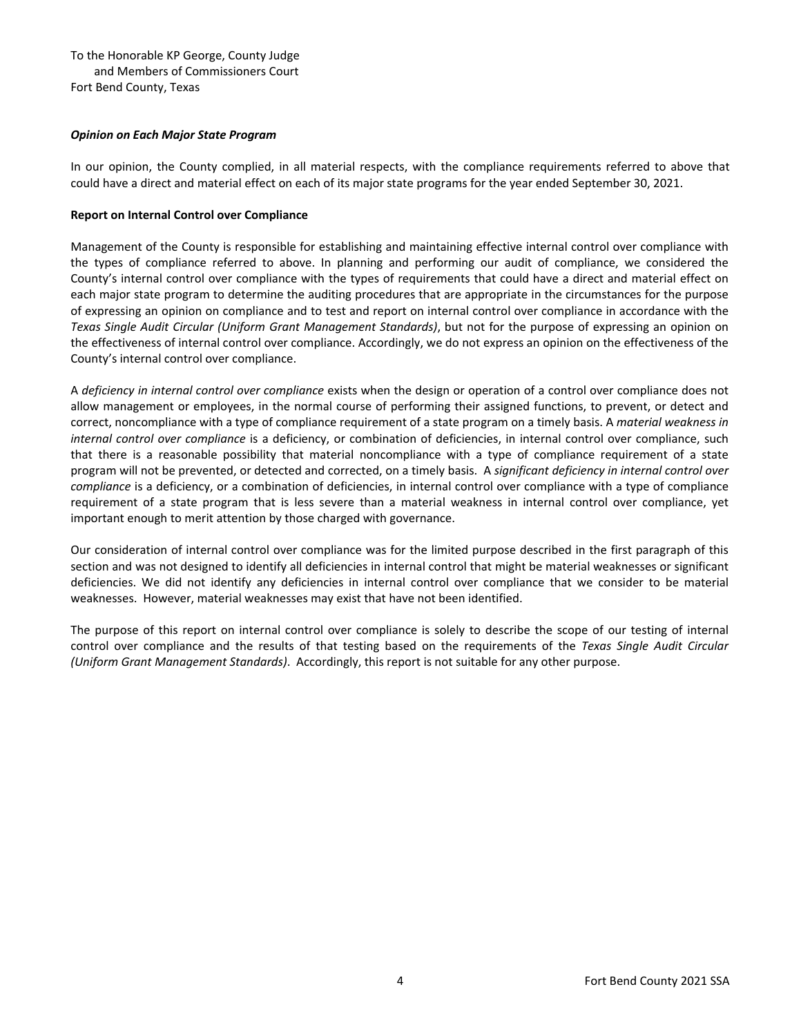To the Honorable KP George, County Judge
and Members of Commissioners Court
Fort Bend County, Texas

***Opinion on Each Major State Program***

In our opinion, the County complied, in all material respects, with the compliance requirements referred to above that could have a direct and material effect on each of its major state programs for the year ended September 30, 2021.

**Report on Internal Control over Compliance**

Management of the County is responsible for establishing and maintaining effective internal control over compliance with the types of compliance referred to above. In planning and performing our audit of compliance, we considered the County's internal control over compliance with the types of requirements that could have a direct and material effect on each major state program to determine the auditing procedures that are appropriate in the circumstances for the purpose of expressing an opinion on compliance and to test and report on internal control over compliance in accordance with the *Texas Single Audit Circular (Uniform Grant Management Standards)*, but not for the purpose of expressing an opinion on the effectiveness of internal control over compliance. Accordingly, we do not express an opinion on the effectiveness of the County's internal control over compliance.

A *deficiency in internal control over compliance* exists when the design or operation of a control over compliance does not allow management or employees, in the normal course of performing their assigned functions, to prevent, or detect and correct, noncompliance with a type of compliance requirement of a state program on a timely basis. A *material weakness in internal control over compliance* is a deficiency, or combination of deficiencies, in internal control over compliance, such that there is a reasonable possibility that material noncompliance with a type of compliance requirement of a state program will not be prevented, or detected and corrected, on a timely basis. A *significant deficiency in internal control over compliance* is a deficiency, or a combination of deficiencies, in internal control over compliance with a type of compliance requirement of a state program that is less severe than a material weakness in internal control over compliance, yet important enough to merit attention by those charged with governance.

Our consideration of internal control over compliance was for the limited purpose described in the first paragraph of this section and was not designed to identify all deficiencies in internal control that might be material weaknesses or significant deficiencies. We did not identify any deficiencies in internal control over compliance that we consider to be material weaknesses. However, material weaknesses may exist that have not been identified.

The purpose of this report on internal control over compliance is solely to describe the scope of our testing of internal control over compliance and the results of that testing based on the requirements of the *Texas Single Audit Circular (Uniform Grant Management Standards)*. Accordingly, this report is not suitable for any other purpose.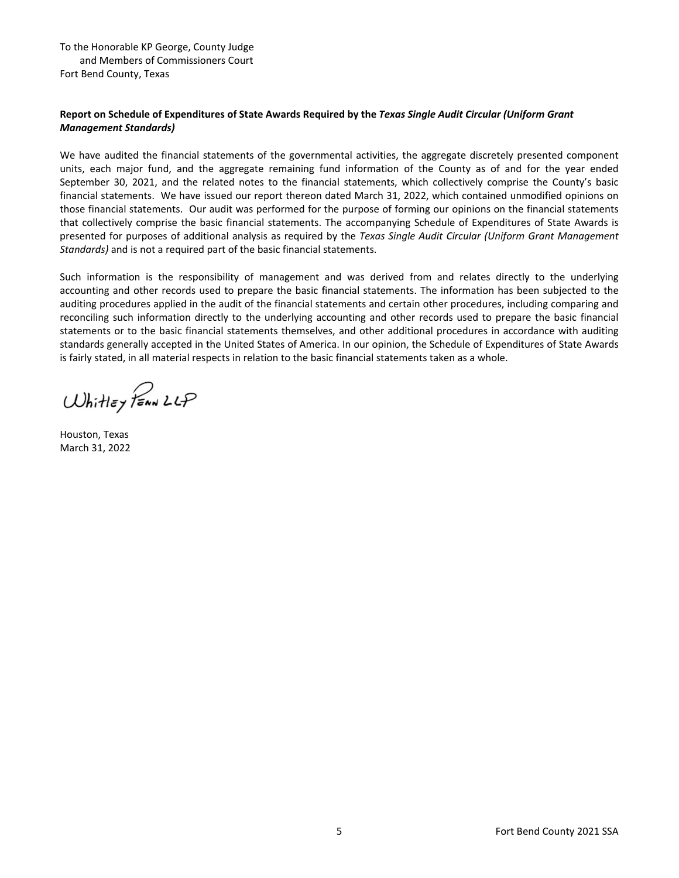To the Honorable KP George, County Judge
and Members of Commissioners Court
Fort Bend County, Texas

**Report on Schedule of Expenditures of State Awards Required by the *Texas Single Audit Circular (Uniform Grant Management Standards)***

We have audited the financial statements of the governmental activities, the aggregate discretely presented component units, each major fund, and the aggregate remaining fund information of the County as of and for the year ended September 30, 2021, and the related notes to the financial statements, which collectively comprise the County's basic financial statements. We have issued our report thereon dated March 31, 2022, which contained unmodified opinions on those financial statements. Our audit was performed for the purpose of forming our opinions on the financial statements that collectively comprise the basic financial statements. The accompanying Schedule of Expenditures of State Awards is presented for purposes of additional analysis as required by the *Texas Single Audit Circular (Uniform Grant Management Standards)* and is not a required part of the basic financial statements.

Such information is the responsibility of management and was derived from and relates directly to the underlying accounting and other records used to prepare the basic financial statements. The information has been subjected to the auditing procedures applied in the audit of the financial statements and certain other procedures, including comparing and reconciling such information directly to the underlying accounting and other records used to prepare the basic financial statements or to the basic financial statements themselves, and other additional procedures in accordance with auditing standards generally accepted in the United States of America. In our opinion, the Schedule of Expenditures of State Awards is fairly stated, in all material respects in relation to the basic financial statements taken as a whole.

Whitley Penn LLP

Houston, Texas
March 31, 2022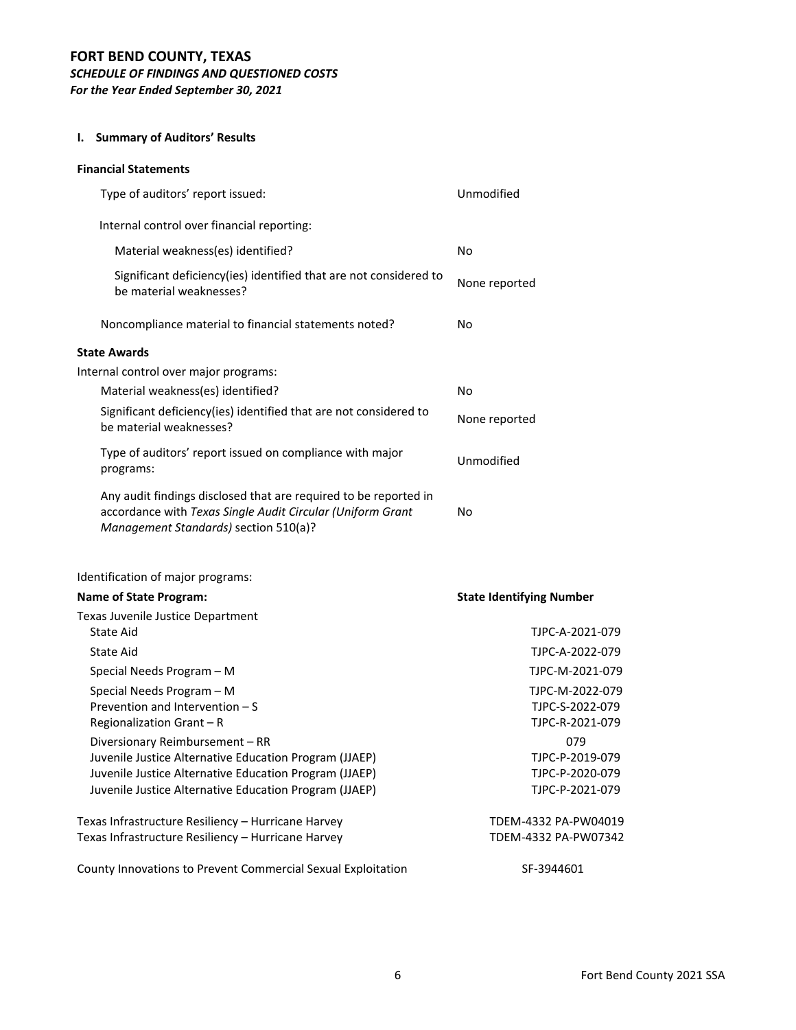# FORT BEND COUNTY, TEXAS

***SCHEDULE OF FINDINGS AND QUESTIONED COSTS***

***For the Year Ended September 30, 2021***

## I. Summary of Auditors' Results

### Financial Statements

| | |
|---|---|
| Type of auditors' report issued: | Unmodified |
| Internal control over financial reporting: | |
| Material weakness(es) identified? | No |
| Significant deficiency(ies) identified that are not considered to be material weaknesses? | None reported |
| Noncompliance material to financial statements noted? | No |

### State Awards

| | |
|---|---|
| Internal control over major programs: | |
| Material weakness(es) identified? | No |
| Significant deficiency(ies) identified that are not considered to be material weaknesses? | None reported |
| Type of auditors' report issued on compliance with major programs: | Unmodified |
| Any audit findings disclosed that are required to be reported in accordance with *Texas Single Audit Circular (Uniform Grant Management Standards)* section 510(a)? | No |

Identification of major programs:

| Name of State Program: | State Identifying Number |
|---|---|
| Texas Juvenile Justice Department | |
| State Aid | TJPC-A-2021-079 |
| State Aid | TJPC-A-2022-079 |
| Special Needs Program – M | TJPC-M-2021-079 |
| Special Needs Program – M | TJPC-M-2022-079 |
| Prevention and Intervention – S | TJPC-S-2022-079 |
| Regionalization Grant – R | TJPC-R-2021-079 |
| Diversionary Reimbursement – RR | 079 |
| Juvenile Justice Alternative Education Program (JJAEP) | TJPC-P-2019-079 |
| Juvenile Justice Alternative Education Program (JJAEP) | TJPC-P-2020-079 |
| Juvenile Justice Alternative Education Program (JJAEP) | TJPC-P-2021-079 |
| Texas Infrastructure Resiliency – Hurricane Harvey | TDEM-4332 PA-PW04019 |
| Texas Infrastructure Resiliency – Hurricane Harvey | TDEM-4332 PA-PW07342 |
| County Innovations to Prevent Commercial Sexual Exploitation | SF-3944601 |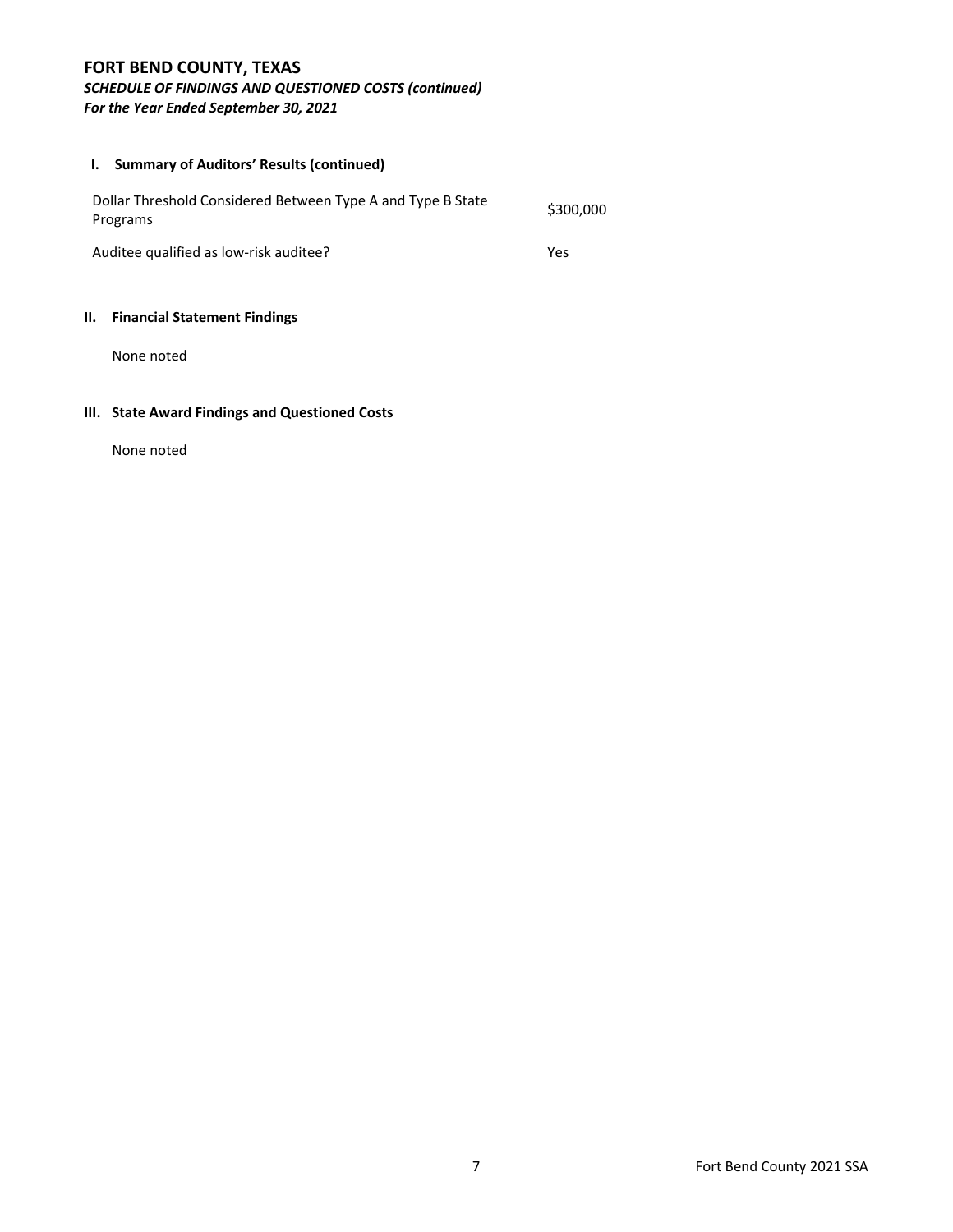# FORT BEND COUNTY, TEXAS

***SCHEDULE OF FINDINGS AND QUESTIONED COSTS (continued)***
***For the Year Ended September 30, 2021***

## I. Summary of Auditors' Results (continued)

| | |
|---|---|
| Dollar Threshold Considered Between Type A and Type B State Programs | $300,000 |
| Auditee qualified as low-risk auditee? | Yes |

## II. Financial Statement Findings

None noted

## III. State Award Findings and Questioned Costs

None noted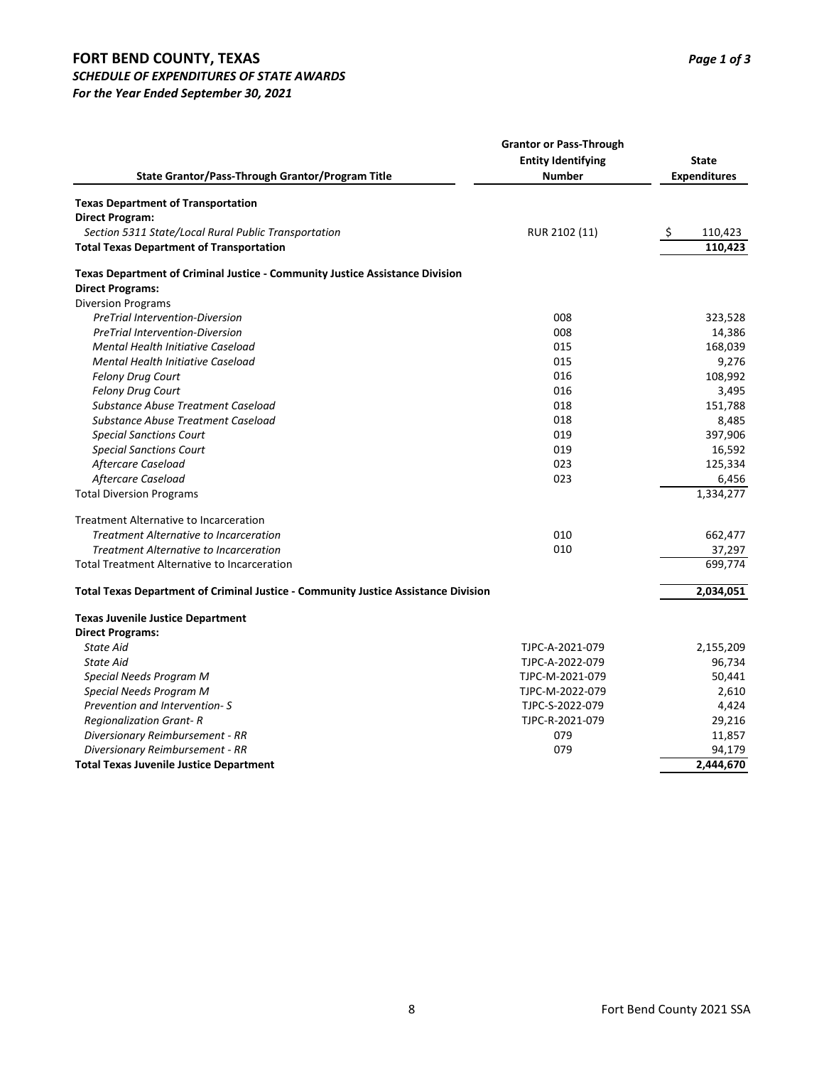# FORT BEND COUNTY, TEXAS

***SCHEDULE OF EXPENDITURES OF STATE AWARDS***

***For the Year Ended September 30, 2021***

| State Grantor/Pass-Through Grantor/Program Title | Grantor or Pass-Through Entity Identifying Number | State Expenditures |
|---|---|---|
| **Texas Department of Transportation** | | |
| **Direct Program:** | | |
| *Section 5311 State/Local Rural Public Transportation* | RUR 2102 (11) | $ 110,423 |
| **Total Texas Department of Transportation** | | **110,423** |
| **Texas Department of Criminal Justice - Community Justice Assistance Division** | | |
| **Direct Programs:** | | |
| Diversion Programs | | |
| *PreTrial Intervention-Diversion* | 008 | 323,528 |
| *PreTrial Intervention-Diversion* | 008 | 14,386 |
| *Mental Health Initiative Caseload* | 015 | 168,039 |
| *Mental Health Initiative Caseload* | 015 | 9,276 |
| *Felony Drug Court* | 016 | 108,992 |
| *Felony Drug Court* | 016 | 3,495 |
| *Substance Abuse Treatment Caseload* | 018 | 151,788 |
| *Substance Abuse Treatment Caseload* | 018 | 8,485 |
| *Special Sanctions Court* | 019 | 397,906 |
| *Special Sanctions Court* | 019 | 16,592 |
| *Aftercare Caseload* | 023 | 125,334 |
| *Aftercare Caseload* | 023 | 6,456 |
| Total Diversion Programs | | 1,334,277 |
| Treatment Alternative to Incarceration | | |
| *Treatment Alternative to Incarceration* | 010 | 662,477 |
| *Treatment Alternative to Incarceration* | 010 | 37,297 |
| Total Treatment Alternative to Incarceration | | 699,774 |
| **Total Texas Department of Criminal Justice - Community Justice Assistance Division** | | **2,034,051** |
| **Texas Juvenile Justice Department** | | |
| **Direct Programs:** | | |
| *State Aid* | TJPC-A-2021-079 | 2,155,209 |
| *State Aid* | TJPC-A-2022-079 | 96,734 |
| *Special Needs Program M* | TJPC-M-2021-079 | 50,441 |
| *Special Needs Program M* | TJPC-M-2022-079 | 2,610 |
| *Prevention and Intervention- S* | TJPC-S-2022-079 | 4,424 |
| *Regionalization Grant- R* | TJPC-R-2021-079 | 29,216 |
| *Diversionary Reimbursement - RR* | 079 | 11,857 |
| *Diversionary Reimbursement - RR* | 079 | 94,179 |
| **Total Texas Juvenile Justice Department** | | **2,444,670** |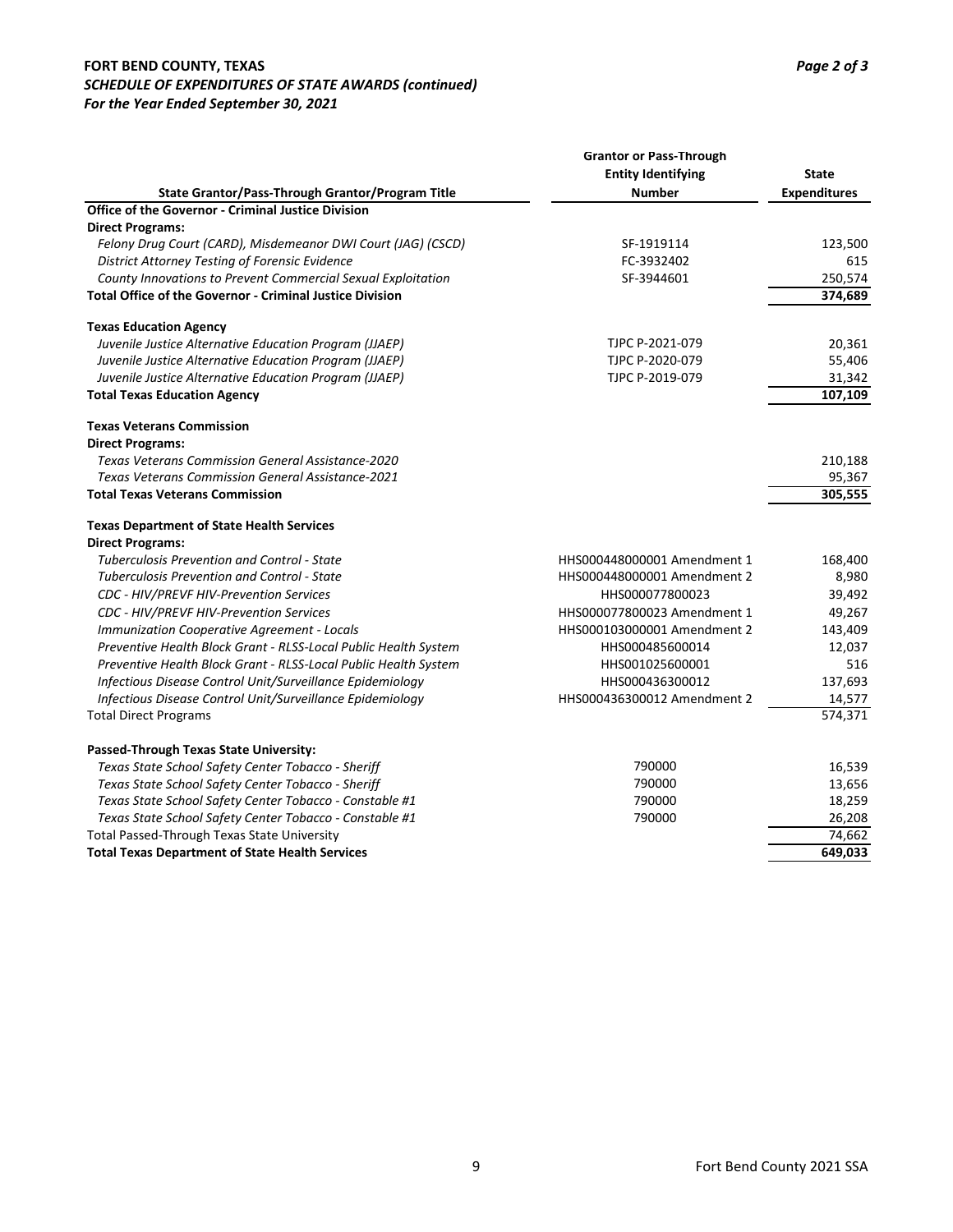**FORT BEND COUNTY, TEXAS**
***SCHEDULE OF EXPENDITURES OF STATE AWARDS (continued)***
***For the Year Ended September 30, 2021***

| State Grantor/Pass-Through Grantor/Program Title | Grantor or Pass-Through Entity Identifying Number | State Expenditures |
|---|---|---|
| **Office of the Governor - Criminal Justice Division** | | |
| **Direct Programs:** | | |
| *Felony Drug Court (CARD), Misdemeanor DWI Court (JAG) (CSCD)* | SF-1919114 | 123,500 |
| *District Attorney Testing of Forensic Evidence* | FC-3932402 | 615 |
| *County Innovations to Prevent Commercial Sexual Exploitation* | SF-3944601 | 250,574 |
| **Total Office of the Governor - Criminal Justice Division** | | **374,689** |
| | | |
| **Texas Education Agency** | | |
| *Juvenile Justice Alternative Education Program (JJAEP)* | TJPC P-2021-079 | 20,361 |
| *Juvenile Justice Alternative Education Program (JJAEP)* | TJPC P-2020-079 | 55,406 |
| *Juvenile Justice Alternative Education Program (JJAEP)* | TJPC P-2019-079 | 31,342 |
| **Total Texas Education Agency** | | **107,109** |
| | | |
| **Texas Veterans Commission** | | |
| **Direct Programs:** | | |
| *Texas Veterans Commission General Assistance-2020* | | 210,188 |
| *Texas Veterans Commission General Assistance-2021* | | 95,367 |
| **Total Texas Veterans Commission** | | **305,555** |
| | | |
| **Texas Department of State Health Services** | | |
| **Direct Programs:** | | |
| *Tuberculosis Prevention and Control - State* | HHS000448000001 Amendment 1 | 168,400 |
| *Tuberculosis Prevention and Control - State* | HHS000448000001 Amendment 2 | 8,980 |
| *CDC - HIV/PREVF HIV-Prevention Services* | HHS000077800023 | 39,492 |
| *CDC - HIV/PREVF HIV-Prevention Services* | HHS000077800023 Amendment 1 | 49,267 |
| *Immunization Cooperative Agreement - Locals* | HHS000103000001 Amendment 2 | 143,409 |
| *Preventive Health Block Grant - RLSS-Local Public Health System* | HHS000485600014 | 12,037 |
| *Preventive Health Block Grant - RLSS-Local Public Health System* | HHS001025600001 | 516 |
| *Infectious Disease Control Unit/Surveillance Epidemiology* | HHS000436300012 | 137,693 |
| *Infectious Disease Control Unit/Surveillance Epidemiology* | HHS000436300012 Amendment 2 | 14,577 |
| Total Direct Programs | | 574,371 |
| | | |
| **Passed-Through Texas State University:** | | |
| *Texas State School Safety Center Tobacco - Sheriff* | 790000 | 16,539 |
| *Texas State School Safety Center Tobacco - Sheriff* | 790000 | 13,656 |
| *Texas State School Safety Center Tobacco - Constable #1* | 790000 | 18,259 |
| *Texas State School Safety Center Tobacco - Constable #1* | 790000 | 26,208 |
| Total Passed-Through Texas State University | | 74,662 |
| **Total Texas Department of State Health Services** | | **649,033** |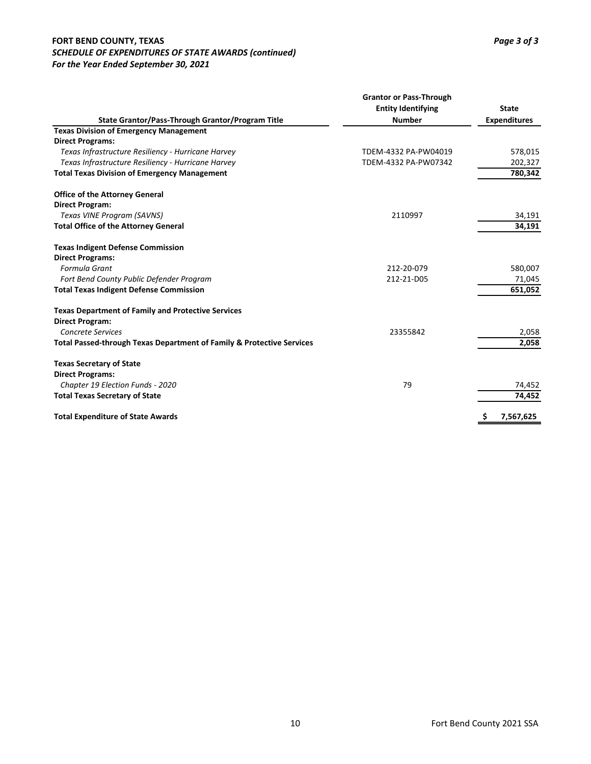**FORT BEND COUNTY, TEXAS**
***SCHEDULE OF EXPENDITURES OF STATE AWARDS (continued)***
***For the Year Ended September 30, 2021***

| State Grantor/Pass-Through Grantor/Program Title | Grantor or Pass-Through Entity Identifying Number | State Expenditures |
|---|---|---|
| **Texas Division of Emergency Management** | | |
| **Direct Programs:** | | |
| *Texas Infrastructure Resiliency - Hurricane Harvey* | TDEM-4332 PA-PW04019 | 578,015 |
| *Texas Infrastructure Resiliency - Hurricane Harvey* | TDEM-4332 PA-PW07342 | 202,327 |
| **Total Texas Division of Emergency Management** | | **780,342** |
| | | |
| **Office of the Attorney General** | | |
| **Direct Program:** | | |
| *Texas VINE Program (SAVNS)* | 2110997 | 34,191 |
| **Total Office of the Attorney General** | | **34,191** |
| | | |
| **Texas Indigent Defense Commission** | | |
| **Direct Programs:** | | |
| *Formula Grant* | 212-20-079 | 580,007 |
| *Fort Bend County Public Defender Program* | 212-21-D05 | 71,045 |
| **Total Texas Indigent Defense Commission** | | **651,052** |
| | | |
| **Texas Department of Family and Protective Services** | | |
| **Direct Program:** | | |
| *Concrete Services* | 23355842 | 2,058 |
| **Total Passed-through Texas Department of Family & Protective Services** | | **2,058** |
| | | |
| **Texas Secretary of State** | | |
| **Direct Programs:** | | |
| *Chapter 19 Election Funds - 2020* | 79 | 74,452 |
| **Total Texas Secretary of State** | | **74,452** |
| | | |
| **Total Expenditure of State Awards** | | **$ 7,567,625** |

Fort Bend County 2021 SSA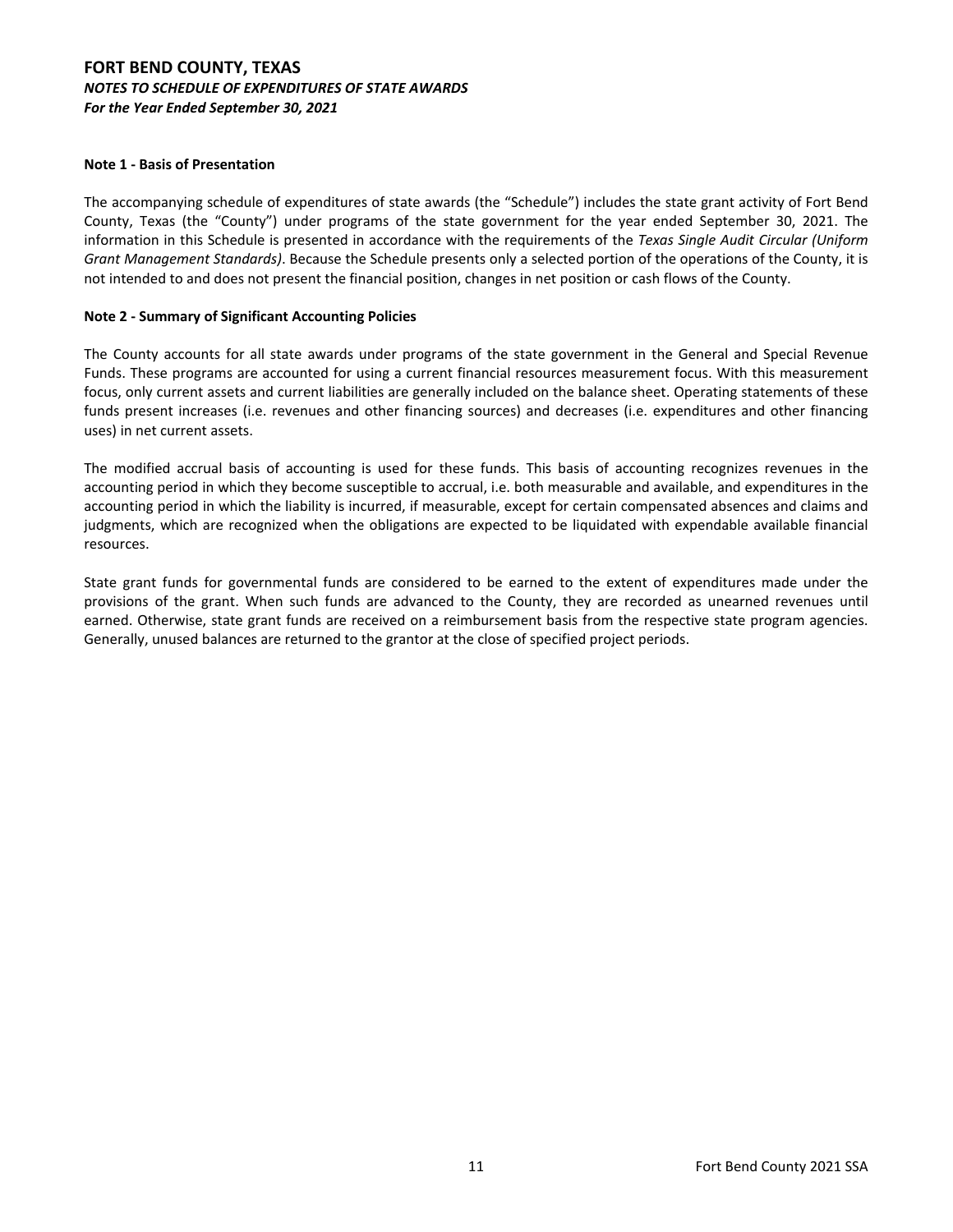# FORT BEND COUNTY, TEXAS
***NOTES TO SCHEDULE OF EXPENDITURES OF STATE AWARDS***
***For the Year Ended September 30, 2021***

**Note 1 - Basis of Presentation**

The accompanying schedule of expenditures of state awards (the "Schedule") includes the state grant activity of Fort Bend County, Texas (the "County") under programs of the state government for the year ended September 30, 2021. The information in this Schedule is presented in accordance with the requirements of the *Texas Single Audit Circular (Uniform Grant Management Standards)*. Because the Schedule presents only a selected portion of the operations of the County, it is not intended to and does not present the financial position, changes in net position or cash flows of the County.

**Note 2 - Summary of Significant Accounting Policies**

The County accounts for all state awards under programs of the state government in the General and Special Revenue Funds. These programs are accounted for using a current financial resources measurement focus. With this measurement focus, only current assets and current liabilities are generally included on the balance sheet. Operating statements of these funds present increases (i.e. revenues and other financing sources) and decreases (i.e. expenditures and other financing uses) in net current assets.

The modified accrual basis of accounting is used for these funds. This basis of accounting recognizes revenues in the accounting period in which they become susceptible to accrual, i.e. both measurable and available, and expenditures in the accounting period in which the liability is incurred, if measurable, except for certain compensated absences and claims and judgments, which are recognized when the obligations are expected to be liquidated with expendable available financial resources.

State grant funds for governmental funds are considered to be earned to the extent of expenditures made under the provisions of the grant. When such funds are advanced to the County, they are recorded as unearned revenues until earned. Otherwise, state grant funds are received on a reimbursement basis from the respective state program agencies. Generally, unused balances are returned to the grantor at the close of specified project periods.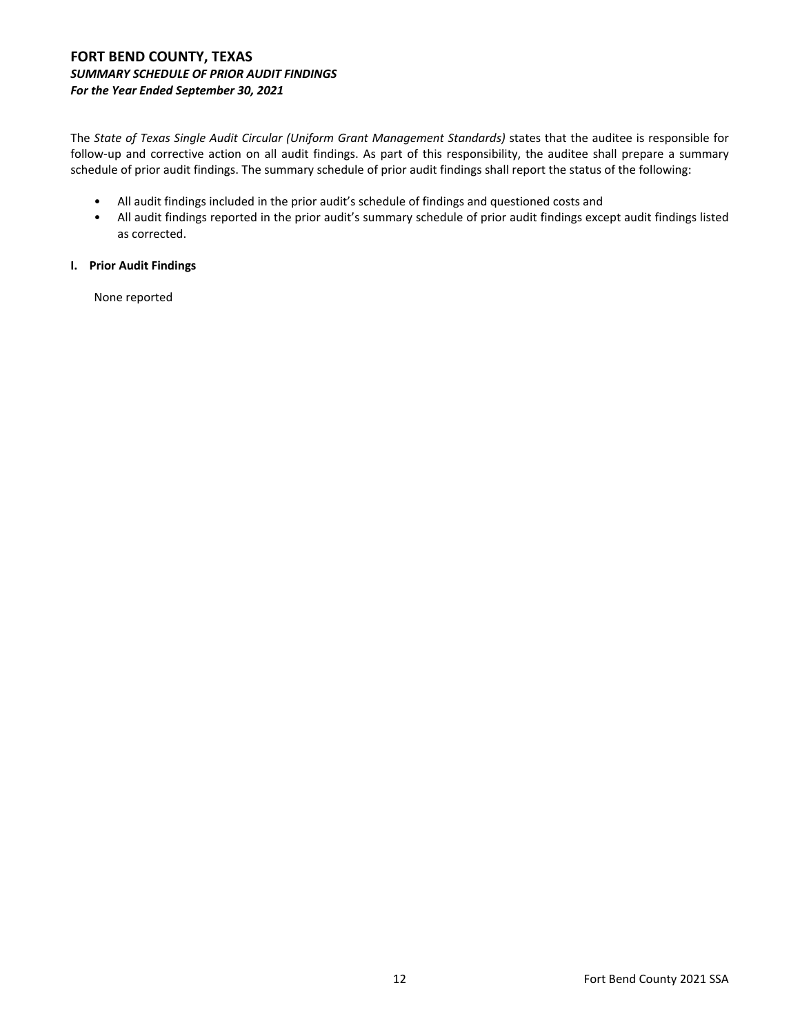# FORT BEND COUNTY, TEXAS

***SUMMARY SCHEDULE OF PRIOR AUDIT FINDINGS***

***For the Year Ended September 30, 2021***

The *State of Texas Single Audit Circular (Uniform Grant Management Standards)* states that the auditee is responsible for follow-up and corrective action on all audit findings. As part of this responsibility, the auditee shall prepare a summary schedule of prior audit findings. The summary schedule of prior audit findings shall report the status of the following:

- All audit findings included in the prior audit's schedule of findings and questioned costs and
- All audit findings reported in the prior audit's summary schedule of prior audit findings except audit findings listed as corrected.

**I. Prior Audit Findings**

None reported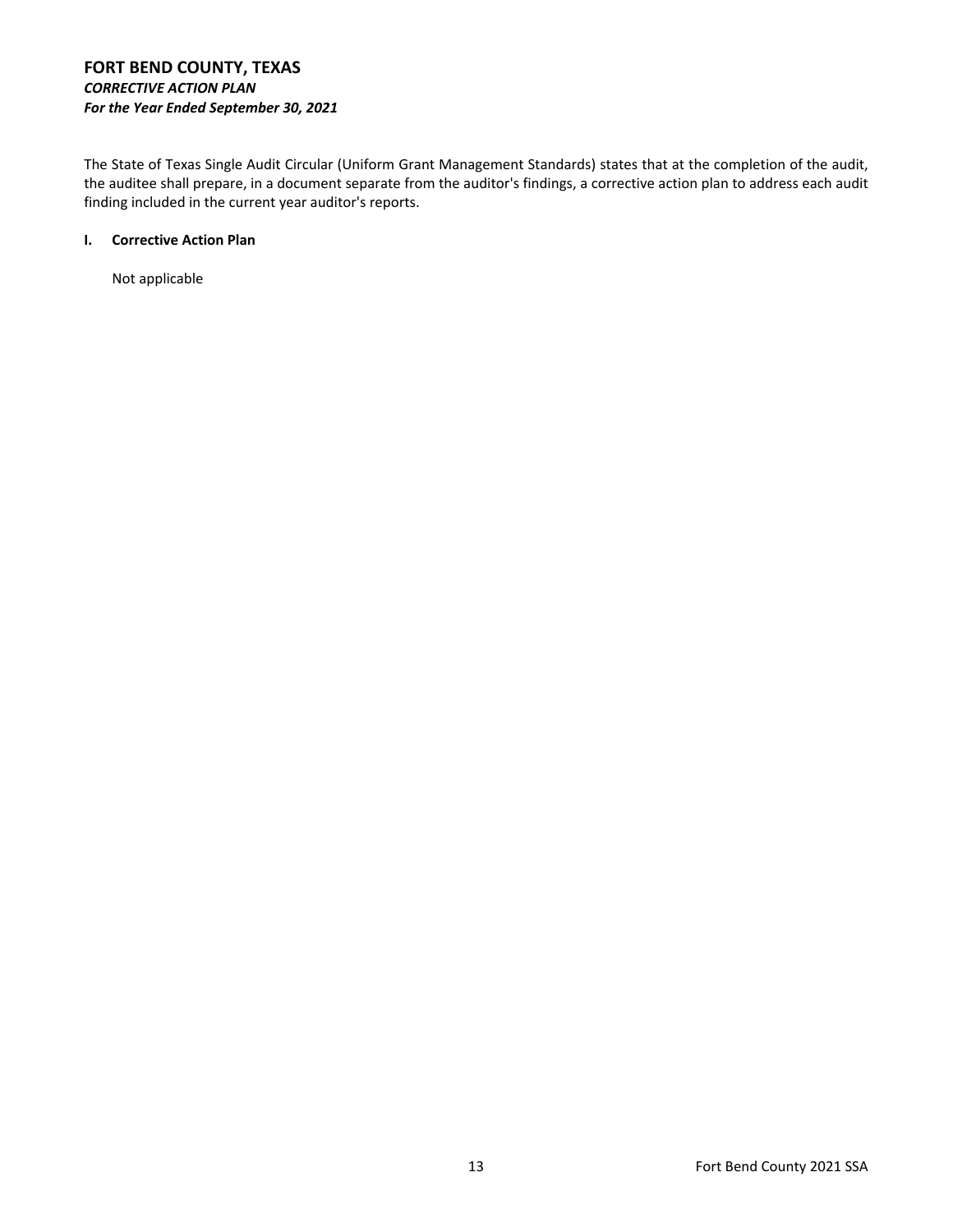# FORT BEND COUNTY, TEXAS

***CORRECTIVE ACTION PLAN***

***For the Year Ended September 30, 2021***

The State of Texas Single Audit Circular (Uniform Grant Management Standards) states that at the completion of the audit, the auditee shall prepare, in a document separate from the auditor's findings, a corrective action plan to address each audit finding included in the current year auditor's reports.

**I. Corrective Action Plan**

Not applicable